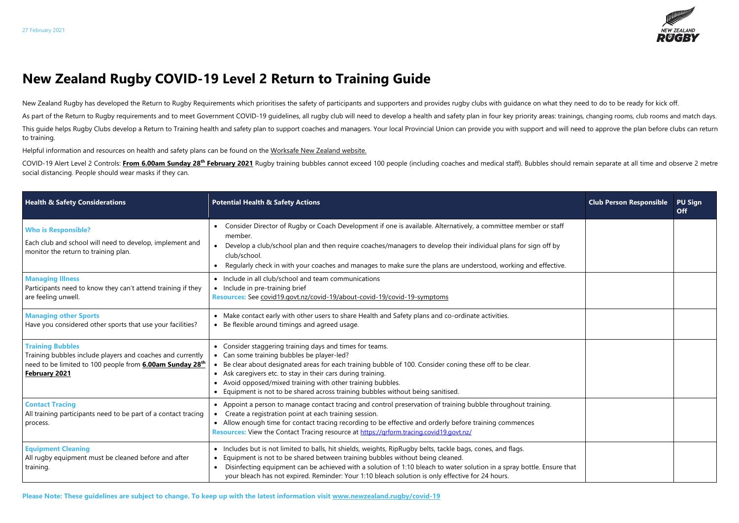27 February 2021

# New Zealand Rugby COVID-19 Level 2 Return to Training Guide

New Zealand Rugby has developed the Return to Rugby Requirements which prioritises the safety of participants and supporters and provides rugby clubs with guidance on what they need to do to be ready for kick off.

As part of the Return to Rugby requirements and to meet Government COVID-19 guidelines, all rugby club will need to develop a health and safety plan in four key priority areas: trainings, changing rooms, club rooms and match days.

This guide helps Rugby Clubs develop a Return to Training health and safety plan to support coaches and managers. Your local Provincial Union can provide you with support and will need to approve the plan before clubs can return to training.

Helpful information and resources on health and safety plans can be found on the Worksafe New Zealand website.

COVID-19 Alert Level 2 Controls: **From 6.00am Sunday 28th February 2021** Rugby training bubbles cannot exceed 100 people (including coaches and medical staff). Bubbles should remain separate at all time and observe 2 metre social distancing. People should wear masks if they can.

| Health & Safety Considerations | Potential Health & Safety Actions | Club Person Responsible | PU Sign Off |
|---|---|---|---|
| **Who is Responsible?**<br>Each club and school will need to develop, implement and monitor the return to training plan. | • Consider Director of Rugby or Coach Development if one is available. Alternatively, a committee member or staff member.<br>• Develop a club/school plan and then require coaches/managers to develop their individual plans for sign off by club/school.<br>• Regularly check in with your coaches and manages to make sure the plans are understood, working and effective. | | |
| **Managing Illness**<br>Participants need to know they can't attend training if they are feeling unwell. | • Include in all club/school and team communications<br>• Include in pre-training brief<br>**Resources:** See covid19.govt.nz/covid-19/about-covid-19/covid-19-symptoms | | |
| **Managing other Sports**<br>Have you considered other sports that use your facilities? | • Make contact early with other users to share Health and Safety plans and co-ordinate activities.<br>• Be flexible around timings and agreed usage. | | |
| **Training Bubbles**<br>Training bubbles include players and coaches and currently need to be limited to 100 people from **6.00am Sunday 28th February 2021** | • Consider staggering training days and times for teams.<br>• Can some training bubbles be player-led?<br>• Be clear about designated areas for each training bubble of 100. Consider coning these off to be clear.<br>• Ask caregivers etc. to stay in their cars during training.<br>• Avoid opposed/mixed training with other training bubbles.<br>• Equipment is not to be shared across training bubbles without being sanitised. | | |
| **Contact Tracing**<br>All training participants need to be part of a contact tracing process. | • Appoint a person to manage contact tracing and control preservation of training bubble throughout training.<br>• Create a registration point at each training session.<br>• Allow enough time for contact tracing recording to be effective and orderly before training commences<br>**Resources:** View the Contact Tracing resource at https://qrform.tracing.covid19.govt.nz/ | | |
| **Equipment Cleaning**<br>All rugby equipment must be cleaned before and after training. | • Includes but is not limited to balls, hit shields, weights, RipRugby belts, tackle bags, cones, and flags.<br>• Equipment is not to be shared between training bubbles without being cleaned.<br>• Disinfecting equipment can be achieved with a solution of 1:10 bleach to water solution in a spray bottle. Ensure that your bleach has not expired. Reminder: Your 1:10 bleach solution is only effective for 24 hours. | | |

**Please Note: These guidelines are subject to change. To keep up with the latest information visit www.newzealand.rugby/covid-19**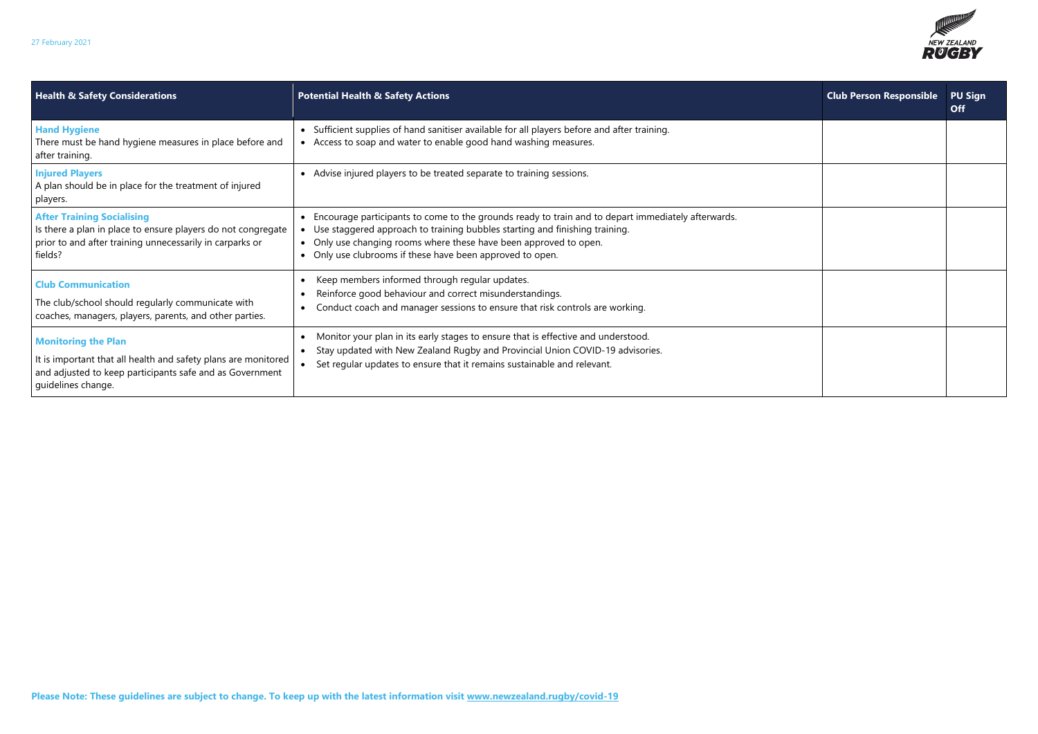| Health & Safety Considerations | Potential Health & Safety Actions | Club Person Responsible | PU Sign Off |
|---|---|---|---|
| **Hand Hygiene**<br>There must be hand hygiene measures in place before and after training. | • Sufficient supplies of hand sanitiser available for all players before and after training.<br>• Access to soap and water to enable good hand washing measures. | | |
| **Injured Players**<br>A plan should be in place for the treatment of injured players. | • Advise injured players to be treated separate to training sessions. | | |
| **After Training Socialising**<br>Is there a plan in place to ensure players do not congregate prior to and after training unnecessarily in carparks or fields? | • Encourage participants to come to the grounds ready to train and to depart immediately afterwards.<br>• Use staggered approach to training bubbles starting and finishing training.<br>• Only use changing rooms where these have been approved to open.<br>• Only use clubrooms if these have been approved to open. | | |
| **Club Communication**<br>The club/school should regularly communicate with coaches, managers, players, parents, and other parties. | • Keep members informed through regular updates.<br>• Reinforce good behaviour and correct misunderstandings.<br>• Conduct coach and manager sessions to ensure that risk controls are working. | | |
| **Monitoring the Plan**<br>It is important that all health and safety plans are monitored and adjusted to keep participants safe and as Government guidelines change. | • Monitor your plan in its early stages to ensure that is effective and understood.<br>• Stay updated with New Zealand Rugby and Provincial Union COVID-19 advisories.<br>• Set regular updates to ensure that it remains sustainable and relevant. | | |

**Please Note: These guidelines are subject to change. To keep up with the latest information visit [www.newzealand.rugby/covid-19](www.newzealand.rugby/covid-19)**